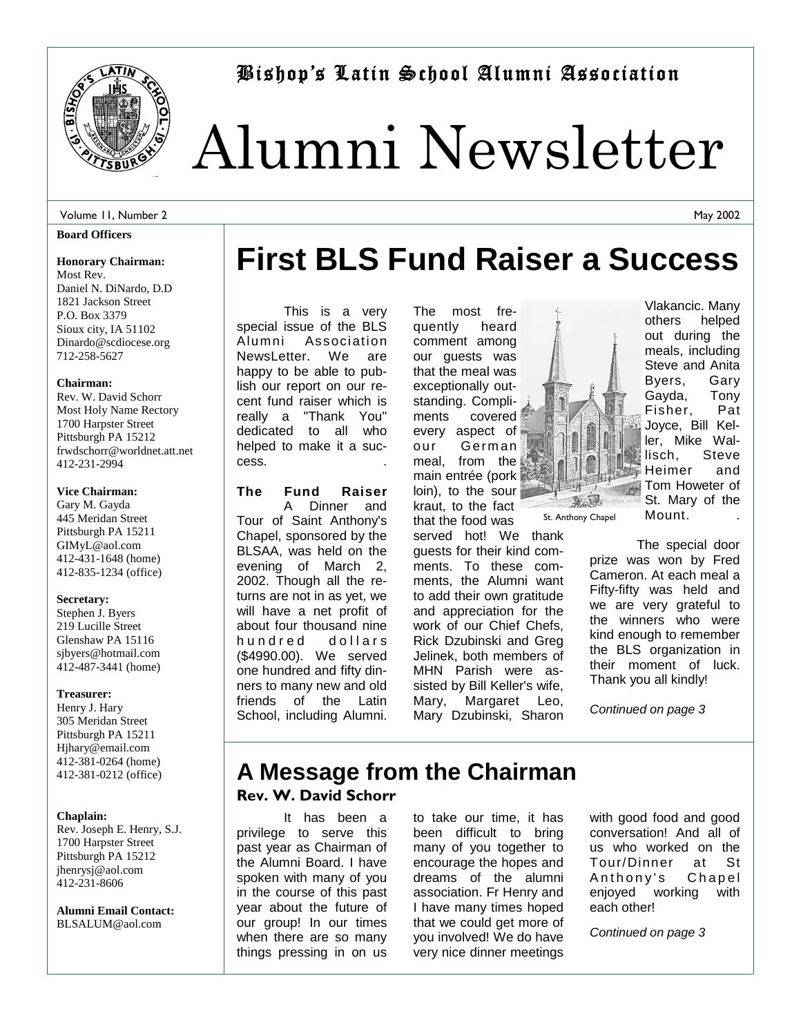# Bishop's Latin School Alumni Association

# Alumni Newsletter

Volume 11, Number 2 — May 2002

**Board Officers**

**Honorary Chairman:**
Most Rev.
Daniel N. DiNardo, D.D
1821 Jackson Street
P.O. Box 3379
Sioux city, IA 51102
Dinardo@scdiocese.org
712-258-5627

**Chairman:**
Rev. W. David Schorr
Most Holy Name Rectory
1700 Harpster Street
Pittsburgh PA 15212
frwdschorr@worldnet.att.net
412-231-2994

**Vice Chairman:**
Gary M. Gayda
445 Meridan Street
Pittsburgh PA 15211
GIMyL@aol.com
412-431-1648 (home)
412-835-1234 (office)

**Secretary:**
Stephen J. Byers
219 Lucille Street
Glenshaw PA 15116
sjbyers@hotmail.com
412-487-3441 (home)

**Treasurer:**
Henry J. Hary
305 Meridan Street
Pittsburgh PA 15211
Hjhary@email.com
412-381-0264 (home)
412-381-0212 (office)

**Chaplain:**
Rev. Joseph E. Henry, S.J.
1700 Harpster Street
Pittsburgh PA 15212
jhenrysj@aol.com
412-231-8606

**Alumni Email Contact:**
BLSALUM@aol.com

## First BLS Fund Raiser a Success

This is a very special issue of the BLS Alumni Association NewsLetter. We are happy to be able to publish our report on our recent fund raiser which is really a "Thank You" dedicated to all who helped to make it a success.

**The Fund Raiser**

A Dinner and Tour of Saint Anthony's Chapel, sponsored by the BLSAA, was held on the evening of March 2, 2002. Though all the returns are not in as yet, we will have a net profit of about four thousand nine hundred dollars ($4990.00). We served one hundred and fifty dinners to many new and old friends of the Latin School, including Alumni. The most frequently heard comment among our guests was that the meal was exceptionally outstanding. Compliments covered every aspect of our German meal, from the main entrée (pork loin), to the sour kraut, to the fact that the food was served hot! We thank guests for their kind comments. To these comments, the Alumni want to add their own gratitude and appreciation for the work of our Chief Chefs, Rick Dzubinski and Greg Jelinek, both members of MHN Parish were assisted by Bill Keller's wife, Mary, Margaret Leo, Mary Dzubinski, Sharon Vlakancic. Many others helped out during the meals, including Steve and Anita Byers, Gary Gayda, Tony Fisher, Pat Joyce, Bill Keller, Mike Wallisch, Steve Heimer and Tom Howeter of St. Mary of the Mount.

St. Anthony Chapel

The special door prize was won by Fred Cameron. At each meal a Fifty-fifty was held and we are very grateful to the winners who were kind enough to remember the BLS organization in their moment of luck. Thank you all kindly!

*Continued on page 3*

## A Message from the Chairman

**Rev. W. David Schorr**

It has been a privilege to serve this past year as Chairman of the Alumni Board. I have spoken with many of you in the course of this past year about the future of our group! In our times when there are so many things pressing in on us to take our time, it has been difficult to bring many of you together to encourage the hopes and dreams of the alumni association. Fr Henry and I have many times hoped that we could get more of you involved! We do have very nice dinner meetings with good food and good conversation! And all of us who worked on the Tour/Dinner at St Anthony's Chapel enjoyed working with each other!

*Continued on page 3*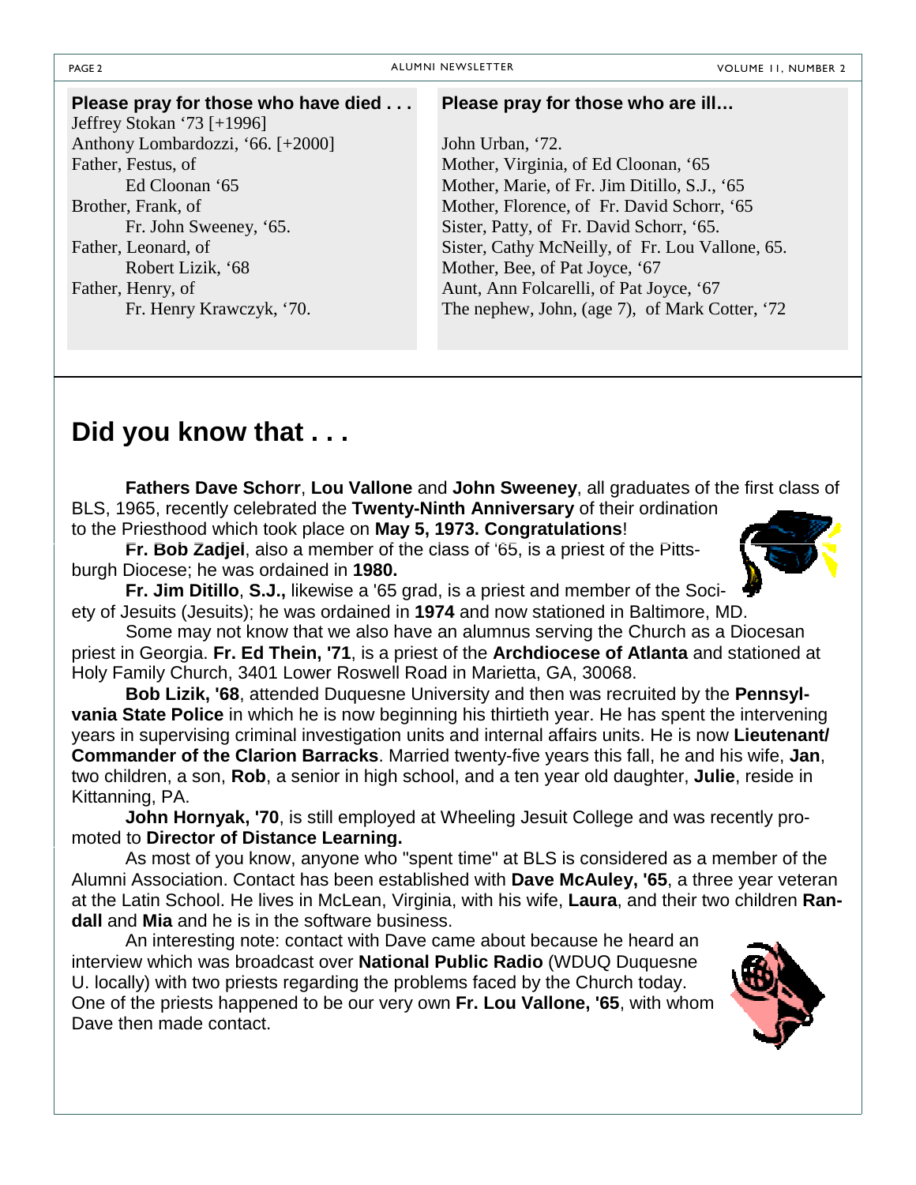**Please pray for those who have died . . .**

Jeffrey Stokan '73 [+1996]
Anthony Lombardozzi, '66. [+2000]
Father, Festus, of
  Ed Cloonan '65
Brother, Frank, of
  Fr. John Sweeney, '65.
Father, Leonard, of
  Robert Lizik, '68
Father, Henry, of
  Fr. Henry Krawczyk, '70.

**Please pray for those who are ill…**

John Urban, '72.
Mother, Virginia, of Ed Cloonan, '65
Mother, Marie, of Fr. Jim Ditillo, S.J., '65
Mother, Florence, of Fr. David Schorr, '65
Sister, Patty, of Fr. David Schorr, '65.
Sister, Cathy McNeilly, of Fr. Lou Vallone, 65.
Mother, Bee, of Pat Joyce, '67
Aunt, Ann Folcarelli, of Pat Joyce, '67
The nephew, John, (age 7), of Mark Cotter, '72

# Did you know that . . .

**Fathers Dave Schorr**, **Lou Vallone** and **John Sweeney**, all graduates of the first class of BLS, 1965, recently celebrated the **Twenty-Ninth Anniversary** of their ordination to the Priesthood which took place on **May 5, 1973. Congratulations**!

**Fr. Bob Zadjel**, also a member of the class of '65, is a priest of the Pittsburgh Diocese; he was ordained in **1980.**

**Fr. Jim Ditillo**, **S.J.,** likewise a '65 grad, is a priest and member of the Society of Jesuits (Jesuits); he was ordained in **1974** and now stationed in Baltimore, MD.

Some may not know that we also have an alumnus serving the Church as a Diocesan priest in Georgia. **Fr. Ed Thein, '71**, is a priest of the **Archdiocese of Atlanta** and stationed at Holy Family Church, 3401 Lower Roswell Road in Marietta, GA, 30068.

**Bob Lizik, '68**, attended Duquesne University and then was recruited by the **Pennsylvania State Police** in which he is now beginning his thirtieth year. He has spent the intervening years in supervising criminal investigation units and internal affairs units. He is now **Lieutenant/ Commander of the Clarion Barracks**. Married twenty-five years this fall, he and his wife, **Jan**, two children, a son, **Rob**, a senior in high school, and a ten year old daughter, **Julie**, reside in Kittanning, PA.

**John Hornyak, '70**, is still employed at Wheeling Jesuit College and was recently promoted to **Director of Distance Learning.**

As most of you know, anyone who "spent time" at BLS is considered as a member of the Alumni Association. Contact has been established with **Dave McAuley, '65**, a three year veteran at the Latin School. He lives in McLean, Virginia, with his wife, **Laura**, and their two children **Randall** and **Mia** and he is in the software business.

An interesting note: contact with Dave came about because he heard an interview which was broadcast over **National Public Radio** (WDUQ Duquesne U. locally) with two priests regarding the problems faced by the Church today. One of the priests happened to be our very own **Fr. Lou Vallone, '65**, with whom Dave then made contact.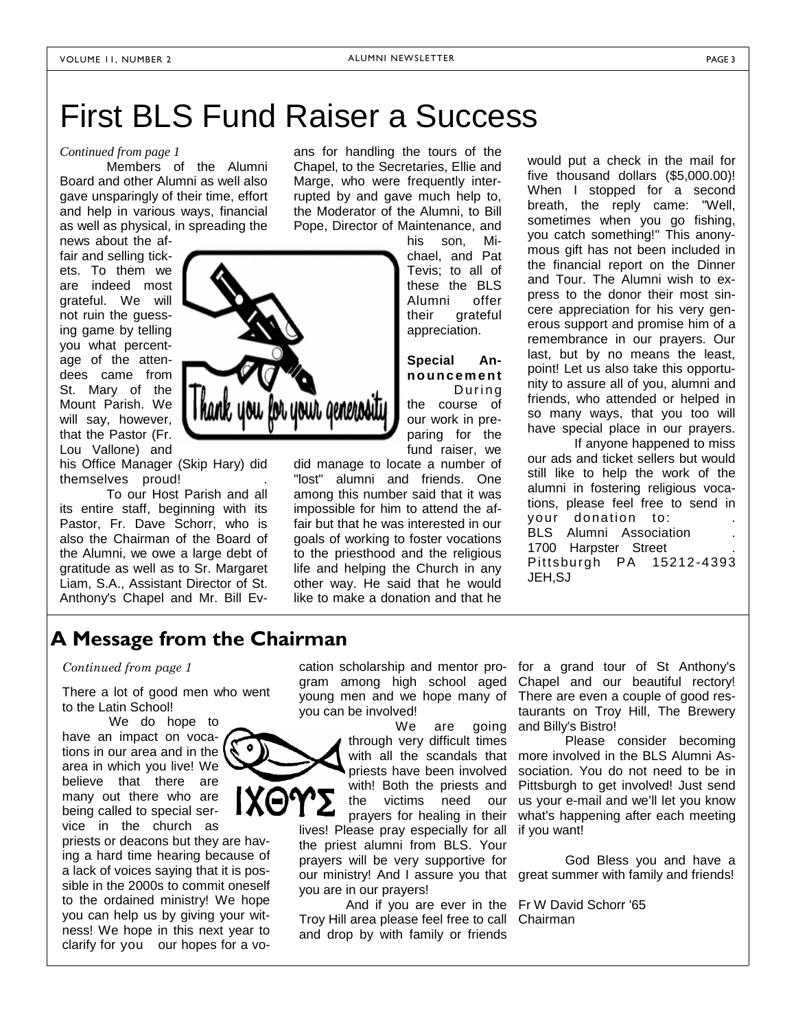# First BLS Fund Raiser a Success

*Continued from page 1*

Members of the Alumni Board and other Alumni as well also gave unsparingly of their time, effort and help in various ways, financial as well as physical, in spreading the news about the affair and selling tickets. To them we are indeed most grateful. We will not ruin the guessing game by telling you what percentage of the attendees came from St. Mary of the Mount Parish. We will say, however, that the Pastor (Fr. Lou Vallone) and his Office Manager (Skip Hary) did themselves proud!

To our Host Parish and all its entire staff, beginning with its Pastor, Fr. Dave Schorr, who is also the Chairman of the Board of the Alumni, we owe a large debt of gratitude as well as to Sr. Margaret Liam, S.A., Assistant Director of St. Anthony's Chapel and Mr. Bill Evans for handling the tours of the Chapel, to the Secretaries, Ellie and Marge, who were frequently interrupted by and gave much help to, the Moderator of the Alumni, to Bill Pope, Director of Maintenance, and his son, Michael, and Pat Tevis; to all of these the BLS Alumni offer their grateful appreciation.

Thank you for your generosity

**Special Announcement** During the course of our work in preparing for the fund raiser, we did manage to locate a number of "lost" alumni and friends. One among this number said that it was impossible for him to attend the affair but that he was interested in our goals of working to foster vocations to the priesthood and the religious life and helping the Church in any other way. He said that he would like to make a donation and that he would put a check in the mail for five thousand dollars ($5,000.00)! When I stopped for a second breath, the reply came: "Well, sometimes when you go fishing, you catch something!" This anonymous gift has not been included in the financial report on the Dinner and Tour. The Alumni wish to express to the donor their most sincere appreciation for his very generous support and promise him of a remembrance in our prayers. Our last, but by no means the least, point! Let us also take this opportunity to assure all of you, alumni and friends, who attended or helped in so many ways, that you too will have special place in our prayers.

If anyone happened to miss our ads and ticket sellers but would still like to help the work of the alumni in fostering religious vocations, please feel free to send in your donation to:
BLS Alumni Association
1700 Harpster Street
Pittsburgh PA 15212-4393
JEH,SJ

## A Message from the Chairman

*Continued from page 1*

There a lot of good men who went to the Latin School!

We do hope to have an impact on vocations in our area and in the area in which you live! We believe that there are many out there who are being called to special service in the church as priests or deacons but they are having a hard time hearing because of a lack of voices saying that it is possible in the 2000s to commit oneself to the ordained ministry! We hope you can help us by giving your witness! We hope in this next year to clarify for you our hopes for a vocation scholarship and mentor program among high school aged young men and we hope many of you can be involved!

ΙΧΘΥΣ

We are going through very difficult times with all the scandals that priests have been involved with! Both the priests and the victims need our prayers for healing in their lives! Please pray especially for all the priest alumni from BLS. Your prayers will be very supportive for our ministry! And I assure you that you are in our prayers!

And if you are ever in the Troy Hill area please feel free to call and drop by with family or friends for a grand tour of St Anthony's Chapel and our beautiful rectory! There are even a couple of good restaurants on Troy Hill, The Brewery and Billy's Bistro!

Please consider becoming more involved in the BLS Alumni Association. You do not need to be in Pittsburgh to get involved! Just send us your e-mail and we'll let you know what's happening after each meeting if you want!

God Bless you and have a great summer with family and friends!

Fr W David Schorr '65
Chairman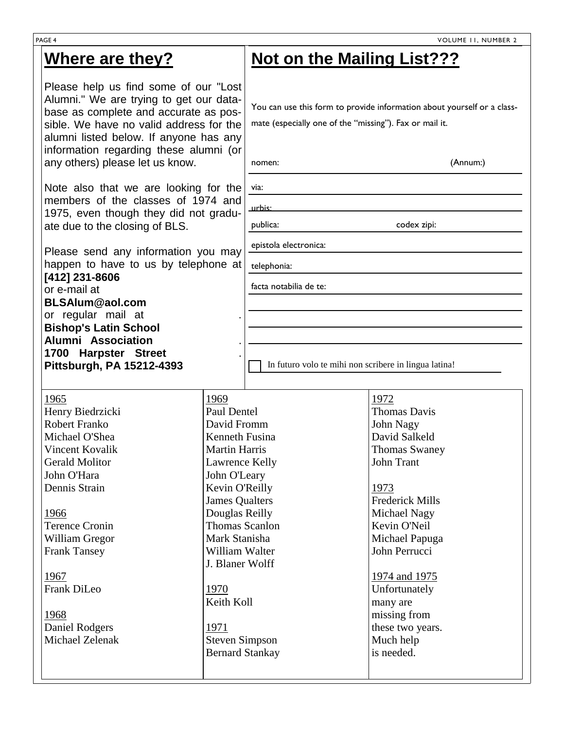## Where are they?

Please help us find some of our "Lost Alumni." We are trying to get our database as complete and accurate as possible. We have no valid address for the alumni listed below. If anyone has any information regarding these alumni (or any others) please let us know.

Note also that we are looking for the members of the classes of 1974 and 1975, even though they did not graduate due to the closing of BLS.

Please send any information you may happen to have to us by telephone at **[412] 231-8606**
or e-mail at
**BLSAlum@aol.com**
or regular mail at
**Bishop's Latin School**
**Alumni Association**
**1700 Harpster Street**
**Pittsburgh, PA 15212-4393**

## Not on the Mailing List???

You can use this form to provide information about yourself or a classmate (especially one of the "missing"). Fax or mail it.

nomen: ______________________ (Annum:)

via: ______________________

urbis: ______________________

publica: ______________ codex zipi: ______________

epistola electronica: ______________________

telephonia: ______________________

facta notabilia de te: ______________________

______________________

______________________

______________________

☐ In futuro volo te mihi non scribere in lingua latina!

1965
Henry Biedrzicki
Robert Franko
Michael O'Shea
Vincent Kovalik
Gerald Molitor
John O'Hara
Dennis Strain

1966
Terence Cronin
William Gregor
Frank Tansey

1967
Frank DiLeo

1968
Daniel Rodgers
Michael Zelenak

1969
Paul Dentel
David Fromm
Kenneth Fusina
Martin Harris
Lawrence Kelly
John O'Leary
Kevin O'Reilly
James Qualters
Douglas Reilly
Thomas Scanlon
Mark Stanisha
William Walter
J. Blaner Wolff

1970
Keith Koll

1971
Steven Simpson
Bernard Stankay

1972
Thomas Davis
John Nagy
David Salkeld
Thomas Swaney
John Trant

1973
Frederick Mills
Michael Nagy
Kevin O'Neil
Michael Papuga
John Perrucci

1974 and 1975
Unfortunately many are missing from these two years. Much help is needed.